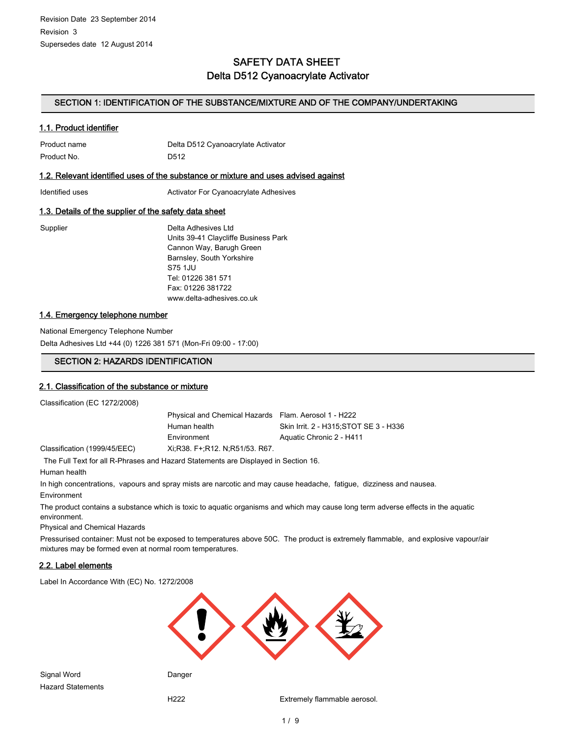Revision Date 23 September 2014
Revision 3
Supersedes date 12 August 2014

# SAFETY DATA SHEET
# Delta D512 Cyanoacrylate Activator

## SECTION 1: IDENTIFICATION OF THE SUBSTANCE/MIXTURE AND OF THE COMPANY/UNDERTAKING

### 1.1. Product identifier

| | |
|---|---|
| Product name | Delta D512 Cyanoacrylate Activator |
| Product No. | D512 |

### 1.2. Relevant identified uses of the substance or mixture and uses advised against

| | |
|---|---|
| Identified uses | Activator For Cyanoacrylate Adhesives |

### 1.3. Details of the supplier of the safety data sheet

Supplier

Delta Adhesives Ltd
Units 39-41 Claycliffe Business Park
Cannon Way, Barugh Green
Barnsley, South Yorkshire
S75 1JU
Tel: 01226 381 571
Fax: 01226 381722
www.delta-adhesives.co.uk

### 1.4. Emergency telephone number

National Emergency Telephone Number
Delta Adhesives Ltd +44 (0) 1226 381 571 (Mon-Fri 09:00 - 17:00)

## SECTION 2: HAZARDS IDENTIFICATION

### 2.1. Classification of the substance or mixture

Classification (EC 1272/2008)

| | |
|---|---|
| Physical and Chemical Hazards | Flam. Aerosol 1 - H222 |
| Human health | Skin Irrit. 2 - H315;STOT SE 3 - H336 |
| Environment | Aquatic Chronic 2 - H411 |

Classification (1999/45/EEC) Xi;R38. F+;R12. N;R51/53. R67.

The Full Text for all R-Phrases and Hazard Statements are Displayed in Section 16.

Human health

In high concentrations, vapours and spray mists are narcotic and may cause headache, fatigue, dizziness and nausea.

Environment

The product contains a substance which is toxic to aquatic organisms and which may cause long term adverse effects in the aquatic environment.

Physical and Chemical Hazards

Pressurised container: Must not be exposed to temperatures above 50C. The product is extremely flammable, and explosive vapour/air mixtures may be formed even at normal room temperatures.

### 2.2. Label elements

Label In Accordance With (EC) No. 1272/2008

Signal Word Danger

Hazard Statements

H222 Extremely flammable aerosol.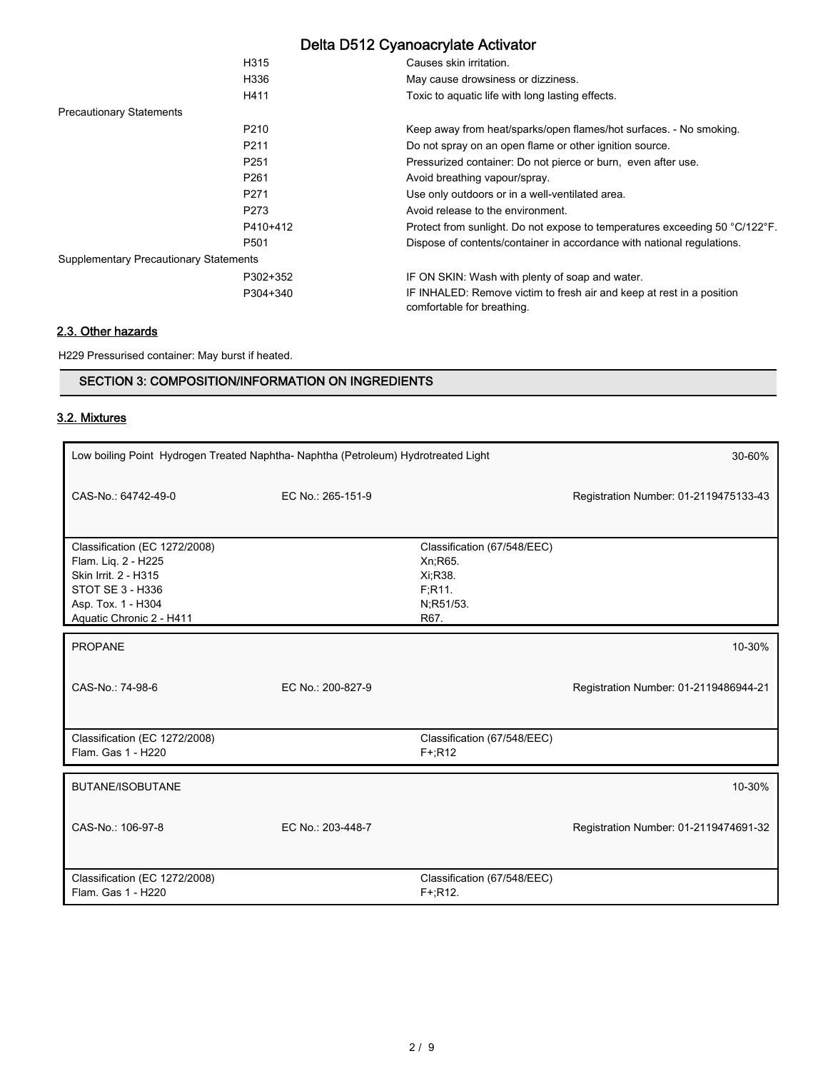| | | |
|---|---|---|
| | H315 | Causes skin irritation. |
| | H336 | May cause drowsiness or dizziness. |
| | H411 | Toxic to aquatic life with long lasting effects. |
| Precautionary Statements | | |
| | P210 | Keep away from heat/sparks/open flames/hot surfaces. - No smoking. |
| | P211 | Do not spray on an open flame or other ignition source. |
| | P251 | Pressurized container: Do not pierce or burn, even after use. |
| | P261 | Avoid breathing vapour/spray. |
| | P271 | Use only outdoors or in a well-ventilated area. |
| | P273 | Avoid release to the environment. |
| | P410+412 | Protect from sunlight. Do not expose to temperatures exceeding 50 °C/122°F. |
| | P501 | Dispose of contents/container in accordance with national regulations. |
| Supplementary Precautionary Statements | | |
| | P302+352 | IF ON SKIN: Wash with plenty of soap and water. |
| | P304+340 | IF INHALED: Remove victim to fresh air and keep at rest in a position comfortable for breathing. |

### 2.3. Other hazards

H229 Pressurised container: May burst if heated.

## SECTION 3: COMPOSITION/INFORMATION ON INGREDIENTS

### 3.2. Mixtures

| Low boiling Point Hydrogen Treated Naphtha- Naphtha (Petroleum) Hydrotreated Light | | 30-60% |
|---|---|---|
| CAS-No.: 64742-49-0 | EC No.: 265-151-9 | Registration Number: 01-2119475133-43 |
| Classification (EC 1272/2008)<br>Flam. Liq. 2 - H225<br>Skin Irrit. 2 - H315<br>STOT SE 3 - H336<br>Asp. Tox. 1 - H304<br>Aquatic Chronic 2 - H411 | Classification (67/548/EEC)<br>Xn;R65.<br>Xi;R38.<br>F;R11.<br>N;R51/53.<br>R67. | |

| PROPANE | | 10-30% |
|---|---|---|
| CAS-No.: 74-98-6 | EC No.: 200-827-9 | Registration Number: 01-2119486944-21 |
| Classification (EC 1272/2008)<br>Flam. Gas 1 - H220 | Classification (67/548/EEC)<br>F+;R12 | |

| BUTANE/ISOBUTANE | | 10-30% |
|---|---|---|
| CAS-No.: 106-97-8 | EC No.: 203-448-7 | Registration Number: 01-2119474691-32 |
| Classification (EC 1272/2008)<br>Flam. Gas 1 - H220 | Classification (67/548/EEC)<br>F+;R12. | |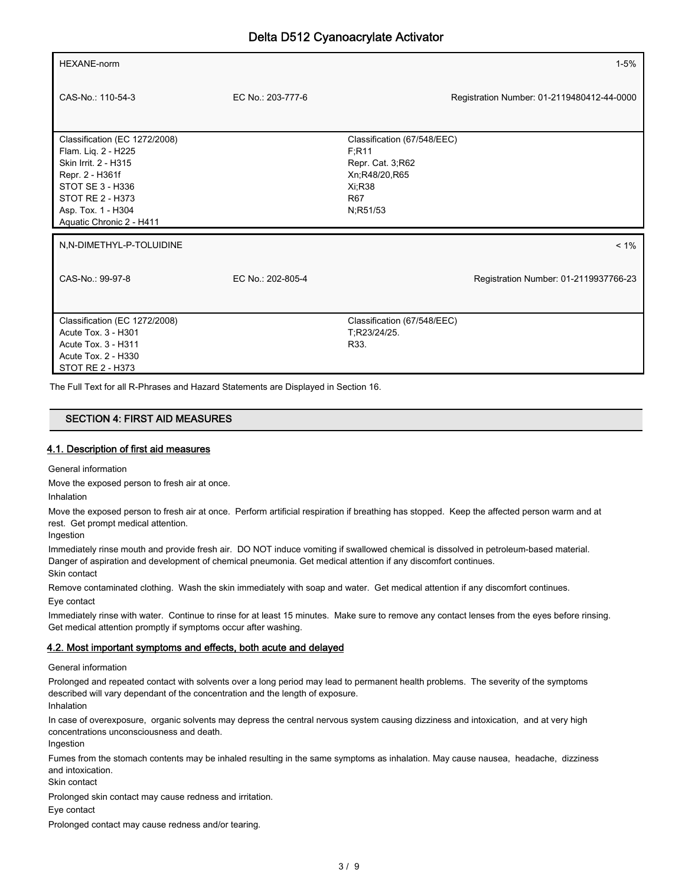| HEXANE-norm | | 1-5% |
|---|---|---|
| CAS-No.: 110-54-3 | EC No.: 203-777-6 | Registration Number: 01-2119480412-44-0000 |

| Classification (EC 1272/2008) | Classification (67/548/EEC) |
|---|---|
| Flam. Liq. 2 - H225<br>Skin Irrit. 2 - H315<br>Repr. 2 - H361f<br>STOT SE 3 - H336<br>STOT RE 2 - H373<br>Asp. Tox. 1 - H304<br>Aquatic Chronic 2 - H411 | F;R11<br>Repr. Cat. 3;R62<br>Xn;R48/20,R65<br>Xi;R38<br>R67<br>N;R51/53 |

| N,N-DIMETHYL-P-TOLUIDINE | | < 1% |
|---|---|---|
| CAS-No.: 99-97-8 | EC No.: 202-805-4 | Registration Number: 01-2119937766-23 |

| Classification (EC 1272/2008) | Classification (67/548/EEC) |
|---|---|
| Acute Tox. 3 - H301<br>Acute Tox. 3 - H311<br>Acute Tox. 2 - H330<br>STOT RE 2 - H373 | T;R23/24/25.<br>R33. |

The Full Text for all R-Phrases and Hazard Statements are Displayed in Section 16.

## SECTION 4: FIRST AID MEASURES

### 4.1. Description of first aid measures

General information

Move the exposed person to fresh air at once.

Inhalation

Move the exposed person to fresh air at once. Perform artificial respiration if breathing has stopped. Keep the affected person warm and at rest. Get prompt medical attention.

Ingestion

Immediately rinse mouth and provide fresh air. DO NOT induce vomiting if swallowed chemical is dissolved in petroleum-based material. Danger of aspiration and development of chemical pneumonia. Get medical attention if any discomfort continues.

Skin contact

Remove contaminated clothing. Wash the skin immediately with soap and water. Get medical attention if any discomfort continues.

Eye contact

Immediately rinse with water. Continue to rinse for at least 15 minutes. Make sure to remove any contact lenses from the eyes before rinsing. Get medical attention promptly if symptoms occur after washing.

### 4.2. Most important symptoms and effects, both acute and delayed

General information

Prolonged and repeated contact with solvents over a long period may lead to permanent health problems. The severity of the symptoms described will vary dependant of the concentration and the length of exposure.

Inhalation

In case of overexposure, organic solvents may depress the central nervous system causing dizziness and intoxication, and at very high concentrations unconsciousness and death.

Ingestion

Fumes from the stomach contents may be inhaled resulting in the same symptoms as inhalation. May cause nausea, headache, dizziness and intoxication.

Skin contact

Prolonged skin contact may cause redness and irritation.

Eye contact

Prolonged contact may cause redness and/or tearing.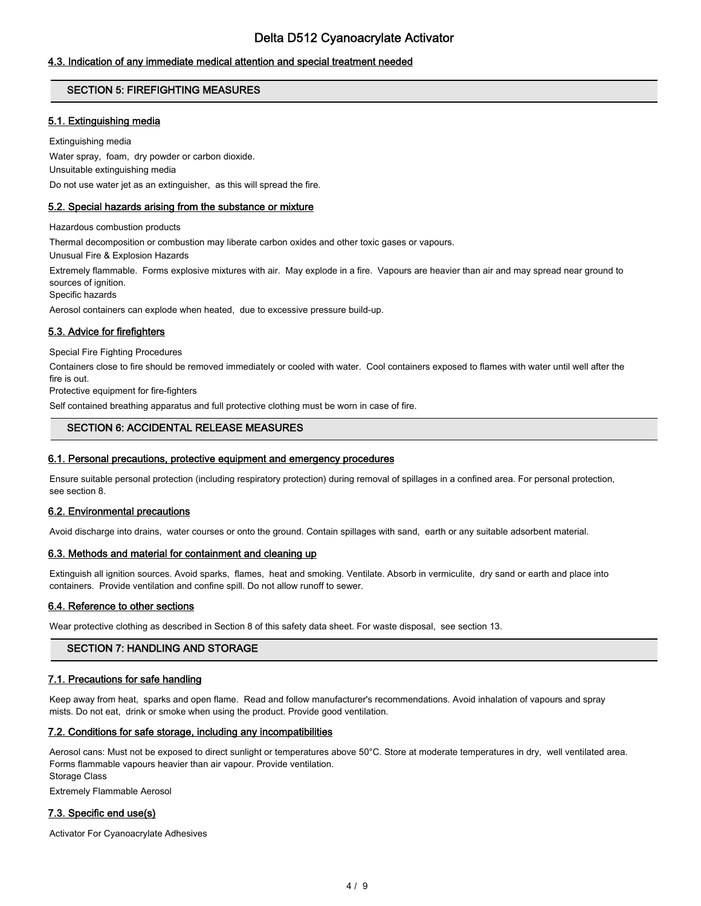### 4.3. Indication of any immediate medical attention and special treatment needed

## SECTION 5: FIREFIGHTING MEASURES

### 5.1. Extinguishing media

Extinguishing media

Water spray, foam, dry powder or carbon dioxide.

Unsuitable extinguishing media

Do not use water jet as an extinguisher, as this will spread the fire.

### 5.2. Special hazards arising from the substance or mixture

Hazardous combustion products

Thermal decomposition or combustion may liberate carbon oxides and other toxic gases or vapours.

Unusual Fire & Explosion Hazards

Extremely flammable. Forms explosive mixtures with air. May explode in a fire. Vapours are heavier than air and may spread near ground to sources of ignition.

Specific hazards

Aerosol containers can explode when heated, due to excessive pressure build-up.

### 5.3. Advice for firefighters

Special Fire Fighting Procedures

Containers close to fire should be removed immediately or cooled with water. Cool containers exposed to flames with water until well after the fire is out.

Protective equipment for fire-fighters

Self contained breathing apparatus and full protective clothing must be worn in case of fire.

## SECTION 6: ACCIDENTAL RELEASE MEASURES

### 6.1. Personal precautions, protective equipment and emergency procedures

Ensure suitable personal protection (including respiratory protection) during removal of spillages in a confined area. For personal protection, see section 8.

### 6.2. Environmental precautions

Avoid discharge into drains, water courses or onto the ground. Contain spillages with sand, earth or any suitable adsorbent material.

### 6.3. Methods and material for containment and cleaning up

Extinguish all ignition sources. Avoid sparks, flames, heat and smoking. Ventilate. Absorb in vermiculite, dry sand or earth and place into containers. Provide ventilation and confine spill. Do not allow runoff to sewer.

### 6.4. Reference to other sections

Wear protective clothing as described in Section 8 of this safety data sheet. For waste disposal, see section 13.

## SECTION 7: HANDLING AND STORAGE

### 7.1. Precautions for safe handling

Keep away from heat, sparks and open flame. Read and follow manufacturer's recommendations. Avoid inhalation of vapours and spray mists. Do not eat, drink or smoke when using the product. Provide good ventilation.

### 7.2. Conditions for safe storage, including any incompatibilities

Aerosol cans: Must not be exposed to direct sunlight or temperatures above 50°C. Store at moderate temperatures in dry, well ventilated area. Forms flammable vapours heavier than air vapour. Provide ventilation.

Storage Class

Extremely Flammable Aerosol

### 7.3. Specific end use(s)

Activator For Cyanoacrylate Adhesives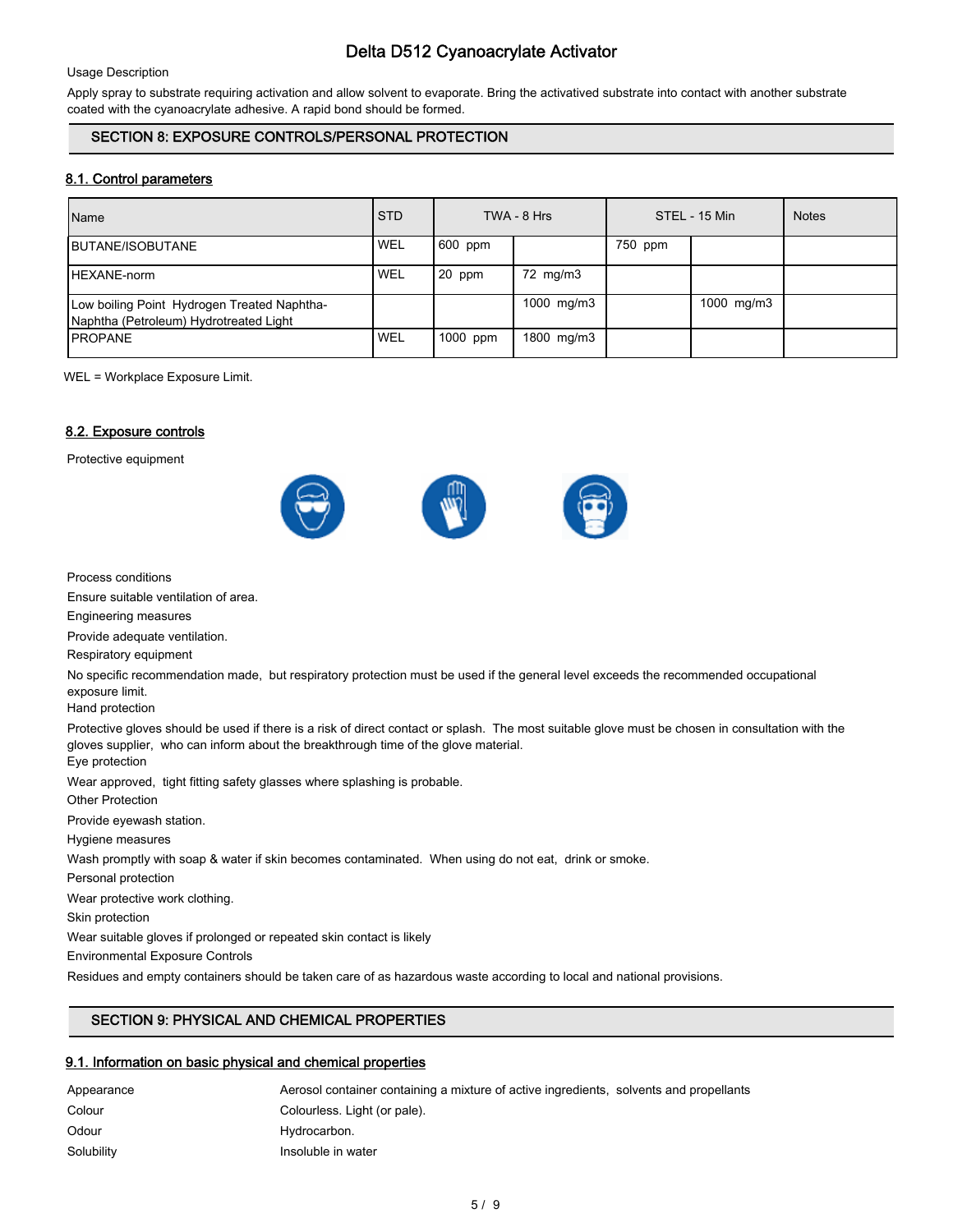# Delta D512 Cyanoacrylate Activator

Usage Description

Apply spray to substrate requiring activation and allow solvent to evaporate. Bring the activatived substrate into contact with another substrate coated with the cyanoacrylate adhesive. A rapid bond should be formed.

## SECTION 8: EXPOSURE CONTROLS/PERSONAL PROTECTION

### 8.1. Control parameters

| Name | STD | TWA - 8 Hrs | | STEL - 15 Min | | Notes |
|---|---|---|---|---|---|---|
| BUTANE/ISOBUTANE | WEL | 600 ppm | | 750 ppm | | |
| HEXANE-norm | WEL | 20 ppm | 72 mg/m3 | | | |
| Low boiling Point Hydrogen Treated Naphtha-Naphtha (Petroleum) Hydrotreated Light | | | 1000 mg/m3 | | 1000 mg/m3 | |
| PROPANE | WEL | 1000 ppm | 1800 mg/m3 | | | |

WEL = Workplace Exposure Limit.

### 8.2. Exposure controls

Protective equipment

Process conditions

Ensure suitable ventilation of area.

Engineering measures

Provide adequate ventilation.

Respiratory equipment

No specific recommendation made, but respiratory protection must be used if the general level exceeds the recommended occupational exposure limit.

Hand protection

Protective gloves should be used if there is a risk of direct contact or splash. The most suitable glove must be chosen in consultation with the gloves supplier, who can inform about the breakthrough time of the glove material.

Eye protection

Wear approved, tight fitting safety glasses where splashing is probable.

Other Protection

Provide eyewash station.

Hygiene measures

Wash promptly with soap & water if skin becomes contaminated. When using do not eat, drink or smoke.

Personal protection

Wear protective work clothing.

Skin protection

Wear suitable gloves if prolonged or repeated skin contact is likely

Environmental Exposure Controls

Residues and empty containers should be taken care of as hazardous waste according to local and national provisions.

## SECTION 9: PHYSICAL AND CHEMICAL PROPERTIES

### 9.1. Information on basic physical and chemical properties

| | |
|---|---|
| Appearance | Aerosol container containing a mixture of active ingredients, solvents and propellants |
| Colour | Colourless. Light (or pale). |
| Odour | Hydrocarbon. |
| Solubility | Insoluble in water |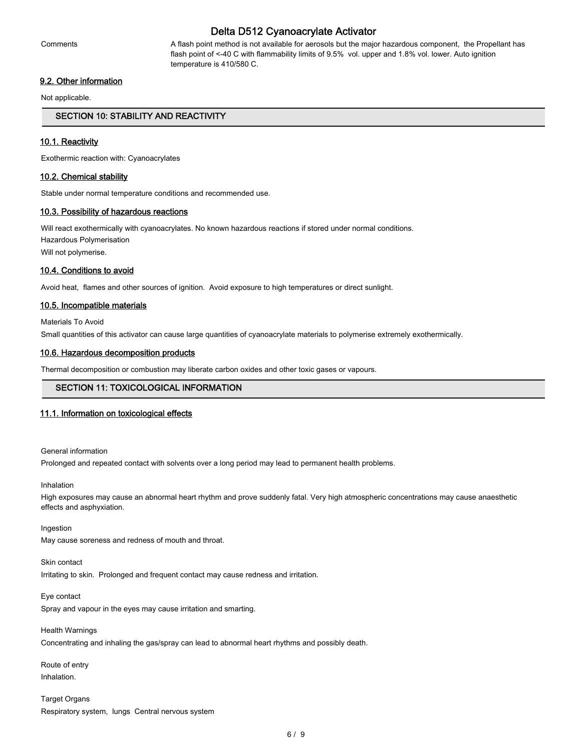Comments

A flash point method is not available for aerosols but the major hazardous component, the Propellant has flash point of <-40 C with flammability limits of 9.5% vol. upper and 1.8% vol. lower. Auto ignition temperature is 410/580 C.

### 9.2. Other information

Not applicable.

## SECTION 10: STABILITY AND REACTIVITY

### 10.1. Reactivity

Exothermic reaction with: Cyanoacrylates

### 10.2. Chemical stability

Stable under normal temperature conditions and recommended use.

### 10.3. Possibility of hazardous reactions

Will react exothermically with cyanoacrylates. No known hazardous reactions if stored under normal conditions.

Hazardous Polymerisation

Will not polymerise.

### 10.4. Conditions to avoid

Avoid heat, flames and other sources of ignition. Avoid exposure to high temperatures or direct sunlight.

### 10.5. Incompatible materials

Materials To Avoid

Small quantities of this activator can cause large quantities of cyanoacrylate materials to polymerise extremely exothermically.

### 10.6. Hazardous decomposition products

Thermal decomposition or combustion may liberate carbon oxides and other toxic gases or vapours.

## SECTION 11: TOXICOLOGICAL INFORMATION

### 11.1. Information on toxicological effects

General information

Prolonged and repeated contact with solvents over a long period may lead to permanent health problems.

Inhalation

High exposures may cause an abnormal heart rhythm and prove suddenly fatal. Very high atmospheric concentrations may cause anaesthetic effects and asphyxiation.

Ingestion

May cause soreness and redness of mouth and throat.

Skin contact

Irritating to skin. Prolonged and frequent contact may cause redness and irritation.

Eye contact

Spray and vapour in the eyes may cause irritation and smarting.

Health Warnings

Concentrating and inhaling the gas/spray can lead to abnormal heart rhythms and possibly death.

Route of entry

Inhalation.

Target Organs

Respiratory system, lungs Central nervous system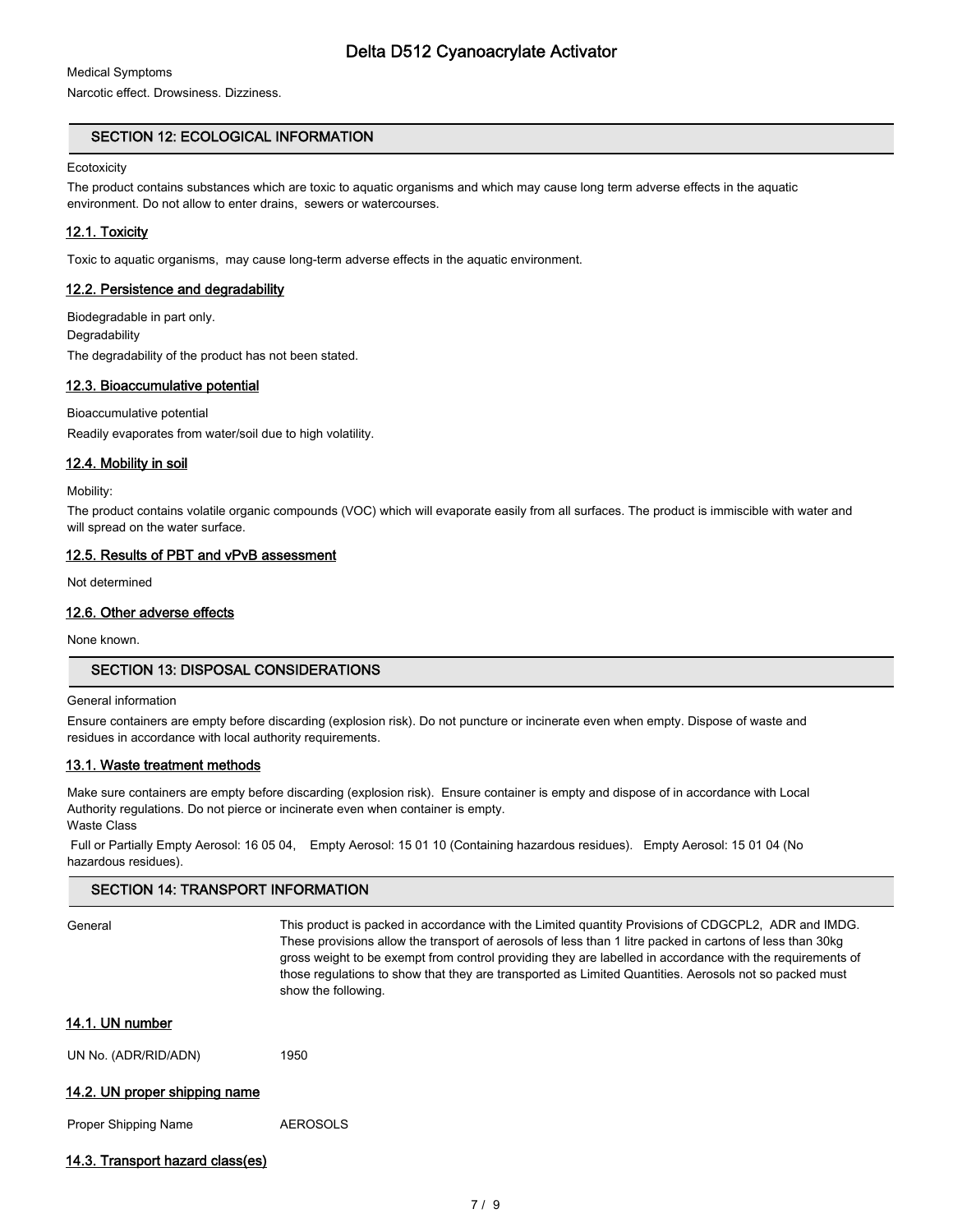Medical Symptoms

Narcotic effect. Drowsiness. Dizziness.

## SECTION 12: ECOLOGICAL INFORMATION

Ecotoxicity

The product contains substances which are toxic to aquatic organisms and which may cause long term adverse effects in the aquatic environment. Do not allow to enter drains, sewers or watercourses.

### 12.1. Toxicity

Toxic to aquatic organisms, may cause long-term adverse effects in the aquatic environment.

### 12.2. Persistence and degradability

Biodegradable in part only.

Degradability

The degradability of the product has not been stated.

### 12.3. Bioaccumulative potential

Bioaccumulative potential

Readily evaporates from water/soil due to high volatility.

### 12.4. Mobility in soil

Mobility:

The product contains volatile organic compounds (VOC) which will evaporate easily from all surfaces. The product is immiscible with water and will spread on the water surface.

### 12.5. Results of PBT and vPvB assessment

Not determined

### 12.6. Other adverse effects

None known.

## SECTION 13: DISPOSAL CONSIDERATIONS

General information

Ensure containers are empty before discarding (explosion risk). Do not puncture or incinerate even when empty. Dispose of waste and residues in accordance with local authority requirements.

### 13.1. Waste treatment methods

Make sure containers are empty before discarding (explosion risk). Ensure container is empty and dispose of in accordance with Local Authority regulations. Do not pierce or incinerate even when container is empty.

Waste Class

Full or Partially Empty Aerosol: 16 05 04, Empty Aerosol: 15 01 10 (Containing hazardous residues). Empty Aerosol: 15 01 04 (No hazardous residues).

## SECTION 14: TRANSPORT INFORMATION

General — This product is packed in accordance with the Limited quantity Provisions of CDGCPL2, ADR and IMDG. These provisions allow the transport of aerosols of less than 1 litre packed in cartons of less than 30kg gross weight to be exempt from control providing they are labelled in accordance with the requirements of those regulations to show that they are transported as Limited Quantities. Aerosols not so packed must show the following.

### 14.1. UN number

UN No. (ADR/RID/ADN) — 1950

### 14.2. UN proper shipping name

Proper Shipping Name — AEROSOLS

### 14.3. Transport hazard class(es)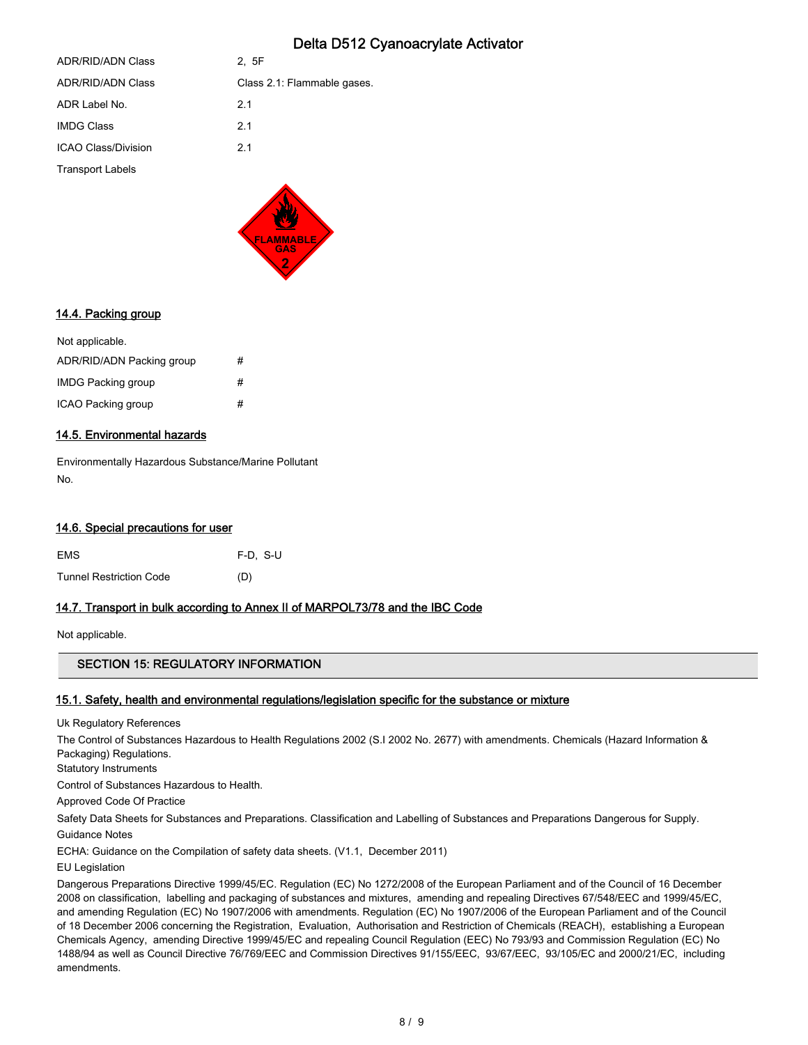ADR/RID/ADN Class 2, 5F

ADR/RID/ADN Class Class 2.1: Flammable gases.

ADR Label No. 2.1

IMDG Class 2.1

ICAO Class/Division 2.1

Transport Labels

### 14.4. Packing group

Not applicable.

ADR/RID/ADN Packing group #

IMDG Packing group #

ICAO Packing group #

### 14.5. Environmental hazards

Environmentally Hazardous Substance/Marine Pollutant

No.

### 14.6. Special precautions for user

EMS F-D, S-U

Tunnel Restriction Code (D)

### 14.7. Transport in bulk according to Annex II of MARPOL73/78 and the IBC Code

Not applicable.

## SECTION 15: REGULATORY INFORMATION

### 15.1. Safety, health and environmental regulations/legislation specific for the substance or mixture

Uk Regulatory References

The Control of Substances Hazardous to Health Regulations 2002 (S.I 2002 No. 2677) with amendments. Chemicals (Hazard Information & Packaging) Regulations.

Statutory Instruments

Control of Substances Hazardous to Health.

Approved Code Of Practice

Safety Data Sheets for Substances and Preparations. Classification and Labelling of Substances and Preparations Dangerous for Supply.

Guidance Notes

ECHA: Guidance on the Compilation of safety data sheets. (V1.1, December 2011)

EU Legislation

Dangerous Preparations Directive 1999/45/EC. Regulation (EC) No 1272/2008 of the European Parliament and of the Council of 16 December 2008 on classification, labelling and packaging of substances and mixtures, amending and repealing Directives 67/548/EEC and 1999/45/EC, and amending Regulation (EC) No 1907/2006 with amendments. Regulation (EC) No 1907/2006 of the European Parliament and of the Council of 18 December 2006 concerning the Registration, Evaluation, Authorisation and Restriction of Chemicals (REACH), establishing a European Chemicals Agency, amending Directive 1999/45/EC and repealing Council Regulation (EEC) No 793/93 and Commission Regulation (EC) No 1488/94 as well as Council Directive 76/769/EEC and Commission Directives 91/155/EEC, 93/67/EEC, 93/105/EC and 2000/21/EC, including amendments.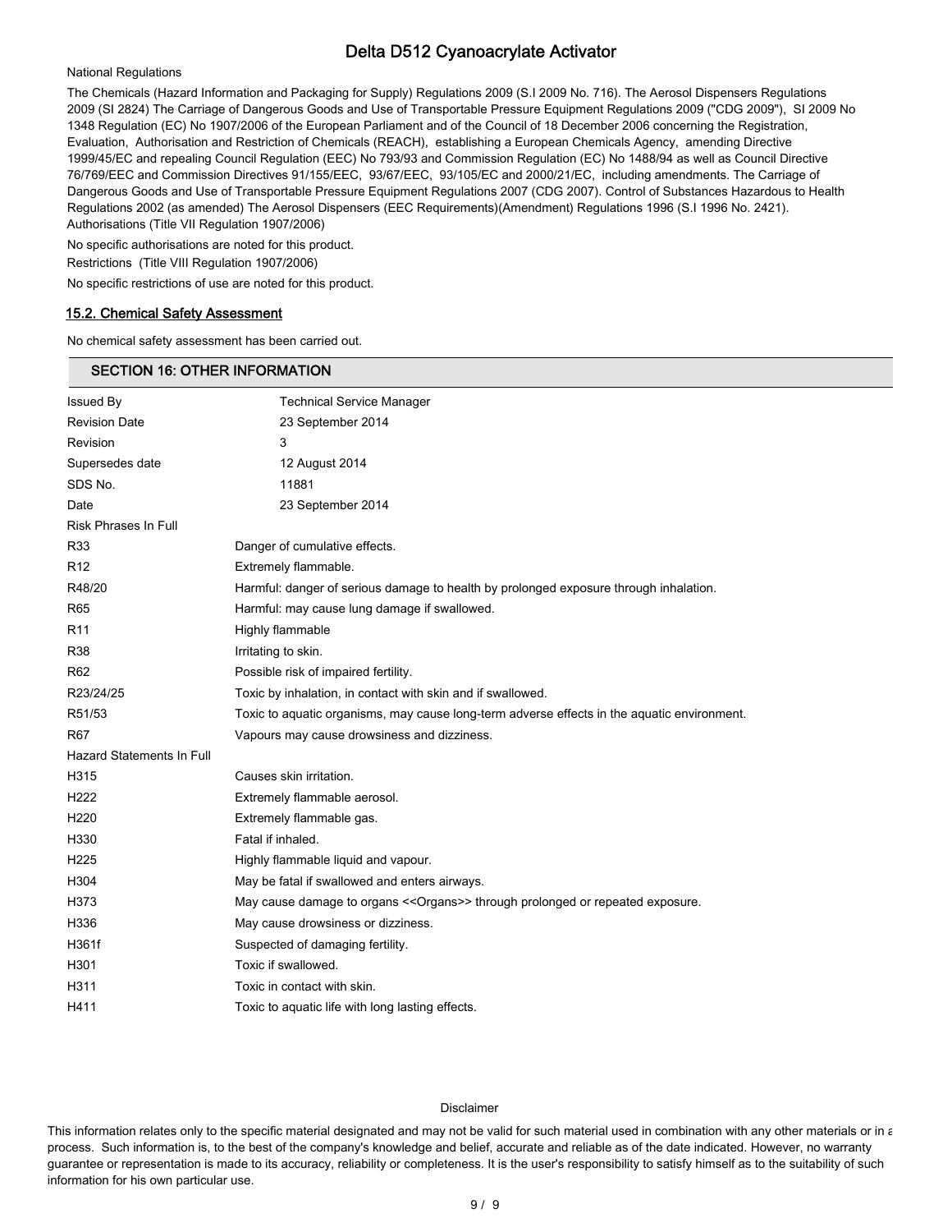National Regulations

The Chemicals (Hazard Information and Packaging for Supply) Regulations 2009 (S.I 2009 No. 716). The Aerosol Dispensers Regulations 2009 (SI 2824) The Carriage of Dangerous Goods and Use of Transportable Pressure Equipment Regulations 2009 ("CDG 2009"), SI 2009 No 1348 Regulation (EC) No 1907/2006 of the European Parliament and of the Council of 18 December 2006 concerning the Registration, Evaluation, Authorisation and Restriction of Chemicals (REACH), establishing a European Chemicals Agency, amending Directive 1999/45/EC and repealing Council Regulation (EEC) No 793/93 and Commission Regulation (EC) No 1488/94 as well as Council Directive 76/769/EEC and Commission Directives 91/155/EEC, 93/67/EEC, 93/105/EC and 2000/21/EC, including amendments. The Carriage of Dangerous Goods and Use of Transportable Pressure Equipment Regulations 2007 (CDG 2007). Control of Substances Hazardous to Health Regulations 2002 (as amended) The Aerosol Dispensers (EEC Requirements)(Amendment) Regulations 1996 (S.I 1996 No. 2421).

Authorisations (Title VII Regulation 1907/2006)

No specific authorisations are noted for this product.

Restrictions (Title VIII Regulation 1907/2006)

No specific restrictions of use are noted for this product.

### 15.2. Chemical Safety Assessment

No chemical safety assessment has been carried out.

## SECTION 16: OTHER INFORMATION

| | |
|---|---|
| Issued By | Technical Service Manager |
| Revision Date | 23 September 2014 |
| Revision | 3 |
| Supersedes date | 12 August 2014 |
| SDS No. | 11881 |
| Date | 23 September 2014 |

Risk Phrases In Full

| | |
|---|---|
| R33 | Danger of cumulative effects. |
| R12 | Extremely flammable. |
| R48/20 | Harmful: danger of serious damage to health by prolonged exposure through inhalation. |
| R65 | Harmful: may cause lung damage if swallowed. |
| R11 | Highly flammable |
| R38 | Irritating to skin. |
| R62 | Possible risk of impaired fertility. |
| R23/24/25 | Toxic by inhalation, in contact with skin and if swallowed. |
| R51/53 | Toxic to aquatic organisms, may cause long-term adverse effects in the aquatic environment. |
| R67 | Vapours may cause drowsiness and dizziness. |

Hazard Statements In Full

| | |
|---|---|
| H315 | Causes skin irritation. |
| H222 | Extremely flammable aerosol. |
| H220 | Extremely flammable gas. |
| H330 | Fatal if inhaled. |
| H225 | Highly flammable liquid and vapour. |
| H304 | May be fatal if swallowed and enters airways. |
| H373 | May cause damage to organs <<Organs>> through prolonged or repeated exposure. |
| H336 | May cause drowsiness or dizziness. |
| H361f | Suspected of damaging fertility. |
| H301 | Toxic if swallowed. |
| H311 | Toxic in contact with skin. |
| H411 | Toxic to aquatic life with long lasting effects. |

Disclaimer

This information relates only to the specific material designated and may not be valid for such material used in combination with any other materials or in a process. Such information is, to the best of the company's knowledge and belief, accurate and reliable as of the date indicated. However, no warranty guarantee or representation is made to its accuracy, reliability or completeness. It is the user's responsibility to satisfy himself as to the suitability of such information for his own particular use.